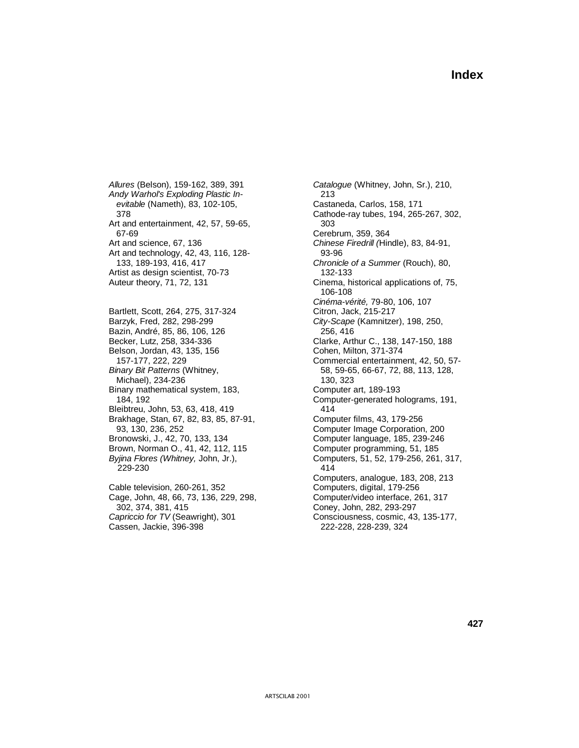# Index

*Allures* (Belson), 159-162, 389, 391
*Andy Warhol's Exploding Plastic Inevitable* (Nameth), 83, 102-105, 378
Art and entertainment, 42, 57, 59-65, 67-69
Art and science, 67, 136
Art and technology, 42, 43, 116, 128-133, 189-193, 416, 417
Artist as design scientist, 70-73
Auteur theory, 71, 72, 131

Bartlett, Scott, 264, 275, 317-324
Barzyk, Fred, 282, 298-299
Bazin, André, 85, 86, 106, 126
Becker, Lutz, 258, 334-336
Belson, Jordan, 43, 135, 156 157-177, 222, 229
*Binary Bit Patterns* (Whitney, Michael), 234-236
Binary mathematical system, 183, 184, 192
Bleibtreu, John, 53, 63, 418, 419
Brakhage, Stan, 67, 82, 83, 85, 87-91, 93, 130, 236, 252
Bronowski, J., 42, 70, 133, 134
Brown, Norman O., 41, 42, 112, 115
*Byjina Flores (Whitney,* John, Jr.), 229-230

Cable television, 260-261, 352
Cage, John, 48, 66, 73, 136, 229, 298, 302, 374, 381, 415
*Capriccio for TV* (Seawright), 301
Cassen, Jackie, 396-398
*Catalogue* (Whitney, John, Sr.), 210, 213
Castaneda, Carlos, 158, 171
Cathode-ray tubes, 194, 265-267, 302, 303
Cerebrum, 359, 364
*Chinese Firedrill (*Hindle), 83, 84-91, 93-96
*Chronicle of a Summer* (Rouch), 80, 132-133
Cinema, historical applications of, 75, 106-108
*Cinéma-vérité,* 79-80, 106, 107
Citron, Jack, 215-217
*City-Scape* (Kamnitzer), 198, 250, 256, 416
Clarke, Arthur C., 138, 147-150, 188
Cohen, Milton, 371-374
Commercial entertainment, 42, 50, 57-58, 59-65, 66-67, 72, 88, 113, 128, 130, 323
Computer art, 189-193
Computer-generated holograms, 191, 414
Computer films, 43, 179-256
Computer Image Corporation, 200
Computer language, 185, 239-246
Computer programming, 51, 185
Computers, 51, 52, 179-256, 261, 317, 414
Computers, analogue, 183, 208, 213
Computers, digital, 179-256
Computer/video interface, 261, 317
Coney, John, 282, 293-297
Consciousness, cosmic, 43, 135-177, 222-228, 228-239, 324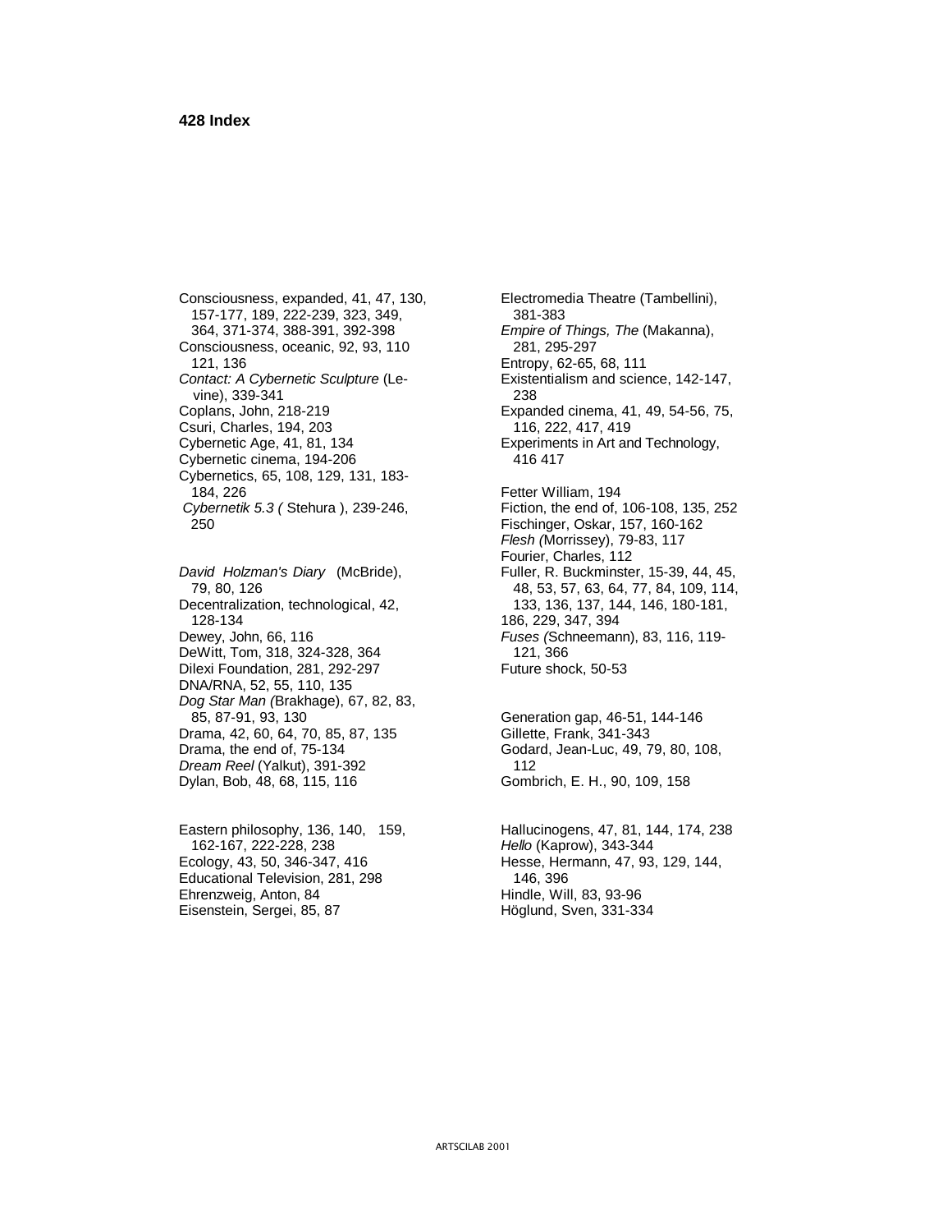Consciousness, expanded, 41, 47, 130, 157-177, 189, 222-239, 323, 349, 364, 371-374, 388-391, 392-398
Consciousness, oceanic, 92, 93, 110 121, 136
*Contact: A Cybernetic Sculpture* (Levine), 339-341
Coplans, John, 218-219
Csuri, Charles, 194, 203
Cybernetic Age, 41, 81, 134
Cybernetic cinema, 194-206
Cybernetics, 65, 108, 129, 131, 183-184, 226
*Cybernetik 5.3 (* Stehura ), 239-246, 250

*David Holzman's Diary* (McBride), 79, 80, 126
Decentralization, technological, 42, 128-134
Dewey, John, 66, 116
DeWitt, Tom, 318, 324-328, 364
Dilexi Foundation, 281, 292-297
DNA/RNA, 52, 55, 110, 135
*Dog Star Man (*Brakhage), 67, 82, 83, 85, 87-91, 93, 130
Drama, 42, 60, 64, 70, 85, 87, 135
Drama, the end of, 75-134
*Dream Reel* (Yalkut), 391-392
Dylan, Bob, 48, 68, 115, 116

Eastern philosophy, 136, 140, 159, 162-167, 222-228, 238
Ecology, 43, 50, 346-347, 416
Educational Television, 281, 298
Ehrenzweig, Anton, 84
Eisenstein, Sergei, 85, 87
Electromedia Theatre (Tambellini), 381-383
*Empire of Things, The* (Makanna), 281, 295-297
Entropy, 62-65, 68, 111
Existentialism and science, 142-147, 238
Expanded cinema, 41, 49, 54-56, 75, 116, 222, 417, 419
Experiments in Art and Technology, 416 417

Fetter William, 194
Fiction, the end of, 106-108, 135, 252
Fischinger, Oskar, 157, 160-162
*Flesh (*Morrissey), 79-83, 117
Fourier, Charles, 112
Fuller, R. Buckminster, 15-39, 44, 45, 48, 53, 57, 63, 64, 77, 84, 109, 114, 133, 136, 137, 144, 146, 180-181, 186, 229, 347, 394
*Fuses (*Schneemann), 83, 116, 119-121, 366
Future shock, 50-53

Generation gap, 46-51, 144-146
Gillette, Frank, 341-343
Godard, Jean-Luc, 49, 79, 80, 108, 112
Gombrich, E. H., 90, 109, 158

Hallucinogens, 47, 81, 144, 174, 238
*Hello* (Kaprow), 343-344
Hesse, Hermann, 47, 93, 129, 144, 146, 396
Hindle, Will, 83, 93-96
Höglund, Sven, 331-334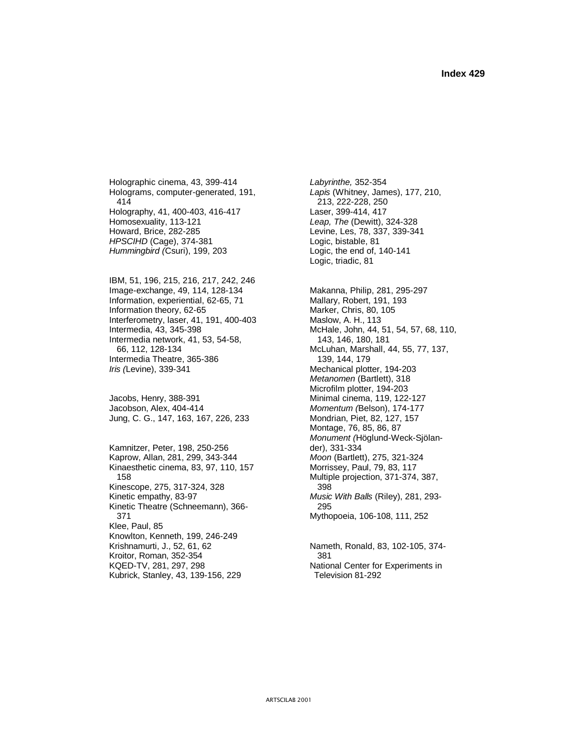Holographic cinema, 43, 399-414
Holograms, computer-generated, 191, 414
Holography, 41, 400-403, 416-417
Homosexuality, 113-121
Howard, Brice, 282-285
*HPSCIHD* (Cage), 374-381
*Hummingbird (*Csuri), 199, 203

IBM, 51, 196, 215, 216, 217, 242, 246
Image-exchange, 49, 114, 128-134
Information, experiential, 62-65, 71
Information theory, 62-65
Interferometry, laser, 41, 191, 400-403
Intermedia, 43, 345-398
Intermedia network, 41, 53, 54-58, 66, 112, 128-134
Intermedia Theatre, 365-386
*Iris (*Levine), 339-341

Jacobs, Henry, 388-391
Jacobson, Alex, 404-414
Jung, C. G., 147, 163, 167, 226, 233

Kamnitzer, Peter, 198, 250-256
Kaprow, Allan, 281, 299, 343-344
Kinaesthetic cinema, 83, 97, 110, 157 158
Kinescope, 275, 317-324, 328
Kinetic empathy, 83-97
Kinetic Theatre (Schneemann), 366-371
Klee, Paul, 85
Knowlton, Kenneth, 199, 246-249
Krishnamurti, J., 52, 61, 62
Kroitor, Roman, 352-354
KQED-TV, 281, 297, 298
Kubrick, Stanley, 43, 139-156, 229

*Labyrinthe,* 352-354
*Lapis* (Whitney, James), 177, 210, 213, 222-228, 250
Laser, 399-414, 417
*Leap, The* (Dewitt), 324-328
Levine, Les, 78, 337, 339-341
Logic, bistable, 81
Logic, the end of, 140-141
Logic, triadic, 81

Makanna, Philip, 281, 295-297
Mallary, Robert, 191, 193
Marker, Chris, 80, 105
Maslow, A. H., 113
McHale, John, 44, 51, 54, 57, 68, 110, 143, 146, 180, 181
McLuhan, Marshall, 44, 55, 77, 137, 139, 144, 179
Mechanical plotter, 194-203
*Metanomen* (Bartlett), 318
Microfilm plotter, 194-203
Minimal cinema, 119, 122-127
*Momentum (*Belson), 174-177
Mondrian, Piet, 82, 127, 157
Montage, 76, 85, 86, 87
*Monument (*Höglund-Weck-Sjölander), 331-334
*Moon* (Bartlett), 275, 321-324
Morrissey, Paul, 79, 83, 117
Multiple projection, 371-374, 387, 398
*Music With Balls* (Riley), 281, 293-295
Mythopoeia, 106-108, 111, 252

Nameth, Ronald, 83, 102-105, 374-381
National Center for Experiments in Television 81-292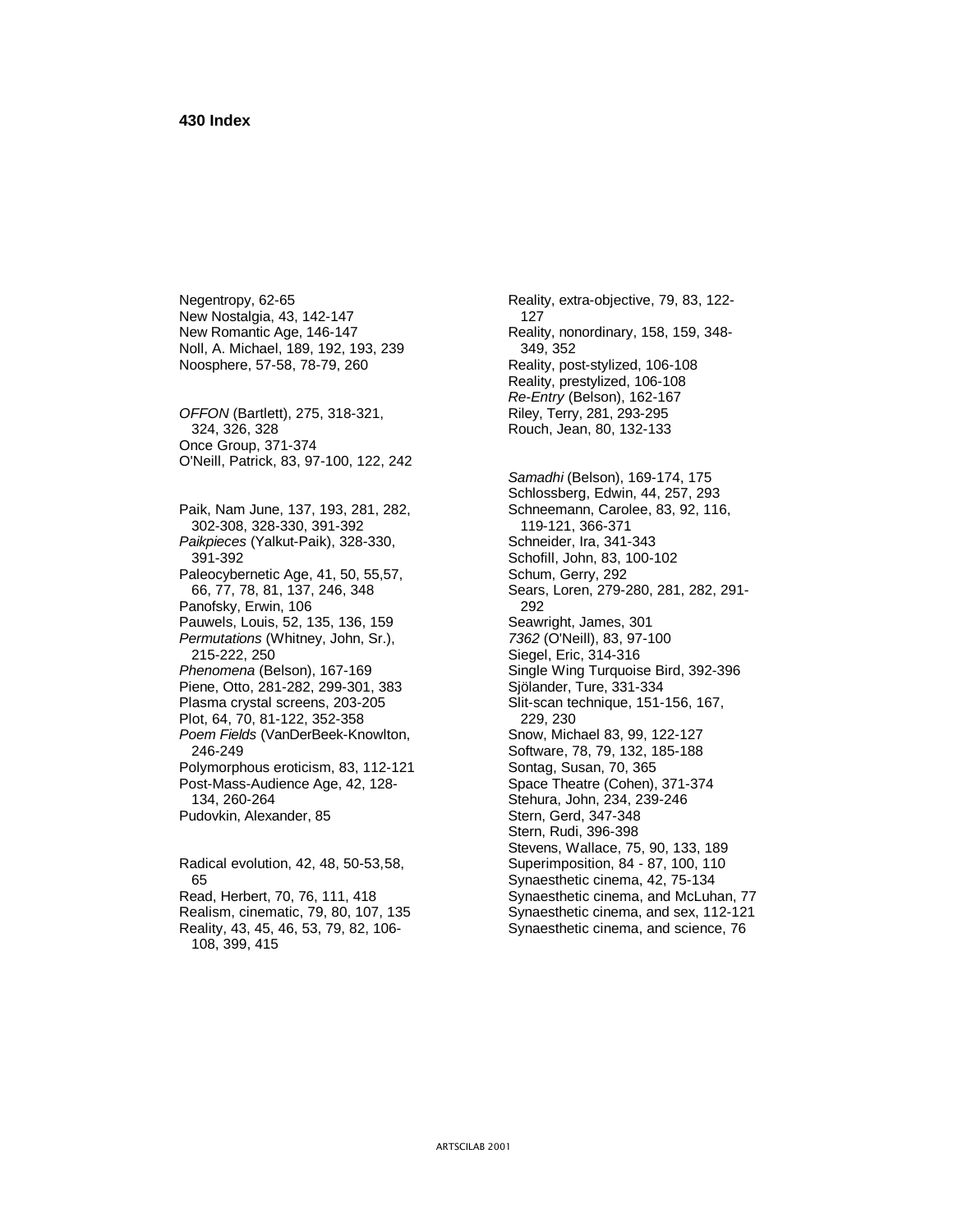Negentropy, 62-65
New Nostalgia, 43, 142-147
New Romantic Age, 146-147
Noll, A. Michael, 189, 192, 193, 239
Noosphere, 57-58, 78-79, 260

*OFFON* (Bartlett), 275, 318-321, 324, 326, 328
Once Group, 371-374
O'Neill, Patrick, 83, 97-100, 122, 242

Paik, Nam June, 137, 193, 281, 282, 302-308, 328-330, 391-392
*Paikpieces* (Yalkut-Paik), 328-330, 391-392
Paleocybernetic Age, 41, 50, 55,57, 66, 77, 78, 81, 137, 246, 348
Panofsky, Erwin, 106
Pauwels, Louis, 52, 135, 136, 159
*Permutations* (Whitney, John, Sr.), 215-222, 250
*Phenomena* (Belson), 167-169
Piene, Otto, 281-282, 299-301, 383
Plasma crystal screens, 203-205
Plot, 64, 70, 81-122, 352-358
*Poem Fields* (VanDerBeek-Knowlton, 246-249
Polymorphous eroticism, 83, 112-121
Post-Mass-Audience Age, 42, 128-134, 260-264
Pudovkin, Alexander, 85

Radical evolution, 42, 48, 50-53,58, 65
Read, Herbert, 70, 76, 111, 418
Realism, cinematic, 79, 80, 107, 135
Reality, 43, 45, 46, 53, 79, 82, 106-108, 399, 415
Reality, extra-objective, 79, 83, 122-127
Reality, nonordinary, 158, 159, 348-349, 352
Reality, post-stylized, 106-108
Reality, prestylized, 106-108
*Re-Entry* (Belson), 162-167
Riley, Terry, 281, 293-295
Rouch, Jean, 80, 132-133

*Samadhi* (Belson), 169-174, 175
Schlossberg, Edwin, 44, 257, 293
Schneemann, Carolee, 83, 92, 116, 119-121, 366-371
Schneider, Ira, 341-343
Schofill, John, 83, 100-102
Schum, Gerry, 292
Sears, Loren, 279-280, 281, 282, 291-292
Seawright, James, 301
*7362* (O'Neill), 83, 97-100
Siegel, Eric, 314-316
Single Wing Turquoise Bird, 392-396
Sjölander, Ture, 331-334
Slit-scan technique, 151-156, 167, 229, 230
Snow, Michael 83, 99, 122-127
Software, 78, 79, 132, 185-188
Sontag, Susan, 70, 365
Space Theatre (Cohen), 371-374
Stehura, John, 234, 239-246
Stern, Gerd, 347-348
Stern, Rudi, 396-398
Stevens, Wallace, 75, 90, 133, 189
Superimposition, 84 - 87, 100, 110
Synaesthetic cinema, 42, 75-134
Synaesthetic cinema, and McLuhan, 77
Synaesthetic cinema, and sex, 112-121
Synaesthetic cinema, and science, 76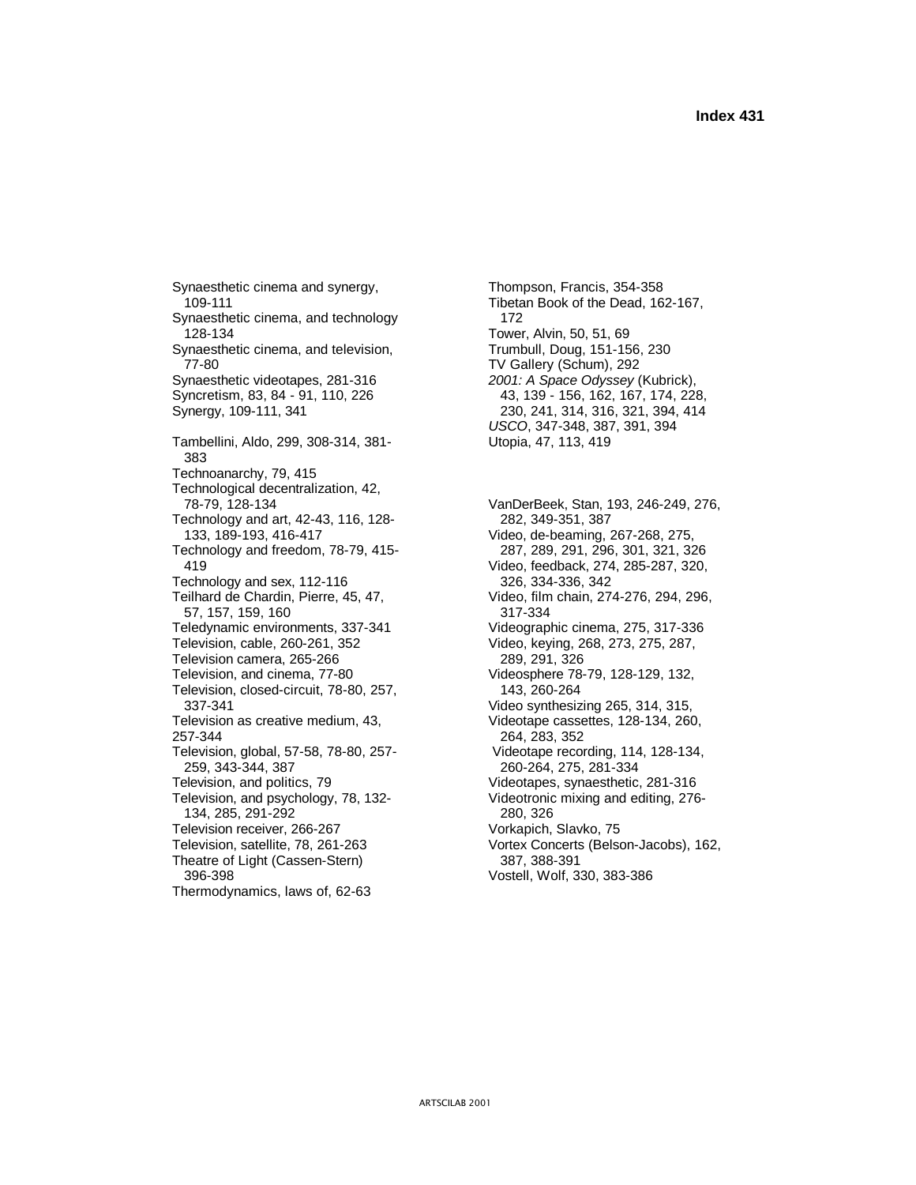Synaesthetic cinema and synergy, 109-111
Synaesthetic cinema, and technology 128-134
Synaesthetic cinema, and television, 77-80
Synaesthetic videotapes, 281-316
Syncretism, 83, 84 - 91, 110, 226
Synergy, 109-111, 341

Tambellini, Aldo, 299, 308-314, 381-383
Technoanarchy, 79, 415
Technological decentralization, 42, 78-79, 128-134
Technology and art, 42-43, 116, 128-133, 189-193, 416-417
Technology and freedom, 78-79, 415-419
Technology and sex, 112-116
Teilhard de Chardin, Pierre, 45, 47, 57, 157, 159, 160
Teledynamic environments, 337-341
Television, cable, 260-261, 352
Television camera, 265-266
Television, and cinema, 77-80
Television, closed-circuit, 78-80, 257, 337-341
Television as creative medium, 43, 257-344
Television, global, 57-58, 78-80, 257-259, 343-344, 387
Television, and politics, 79
Television, and psychology, 78, 132-134, 285, 291-292
Television receiver, 266-267
Television, satellite, 78, 261-263
Theatre of Light (Cassen-Stern) 396-398
Thermodynamics, laws of, 62-63

Thompson, Francis, 354-358
Tibetan Book of the Dead, 162-167, 172
Tower, Alvin, 50, 51, 69
Trumbull, Doug, 151-156, 230
TV Gallery (Schum), 292
*2001: A Space Odyssey* (Kubrick), 43, 139 - 156, 162, 167, 174, 228, 230, 241, 314, 316, 321, 394, 414
*USCO*, 347-348, 387, 391, 394
Utopia, 47, 113, 419

VanDerBeek, Stan, 193, 246-249, 276, 282, 349-351, 387
Video, de-beaming, 267-268, 275, 287, 289, 291, 296, 301, 321, 326
Video, feedback, 274, 285-287, 320, 326, 334-336, 342
Video, film chain, 274-276, 294, 296, 317-334
Videographic cinema, 275, 317-336
Video, keying, 268, 273, 275, 287, 289, 291, 326
Videosphere 78-79, 128-129, 132, 143, 260-264
Video synthesizing 265, 314, 315,
Videotape cassettes, 128-134, 260, 264, 283, 352
Videotape recording, 114, 128-134, 260-264, 275, 281-334
Videotapes, synaesthetic, 281-316
Videotronic mixing and editing, 276-280, 326
Vorkapich, Slavko, 75
Vortex Concerts (Belson-Jacobs), 162, 387, 388-391
Vostell, Wolf, 330, 383-386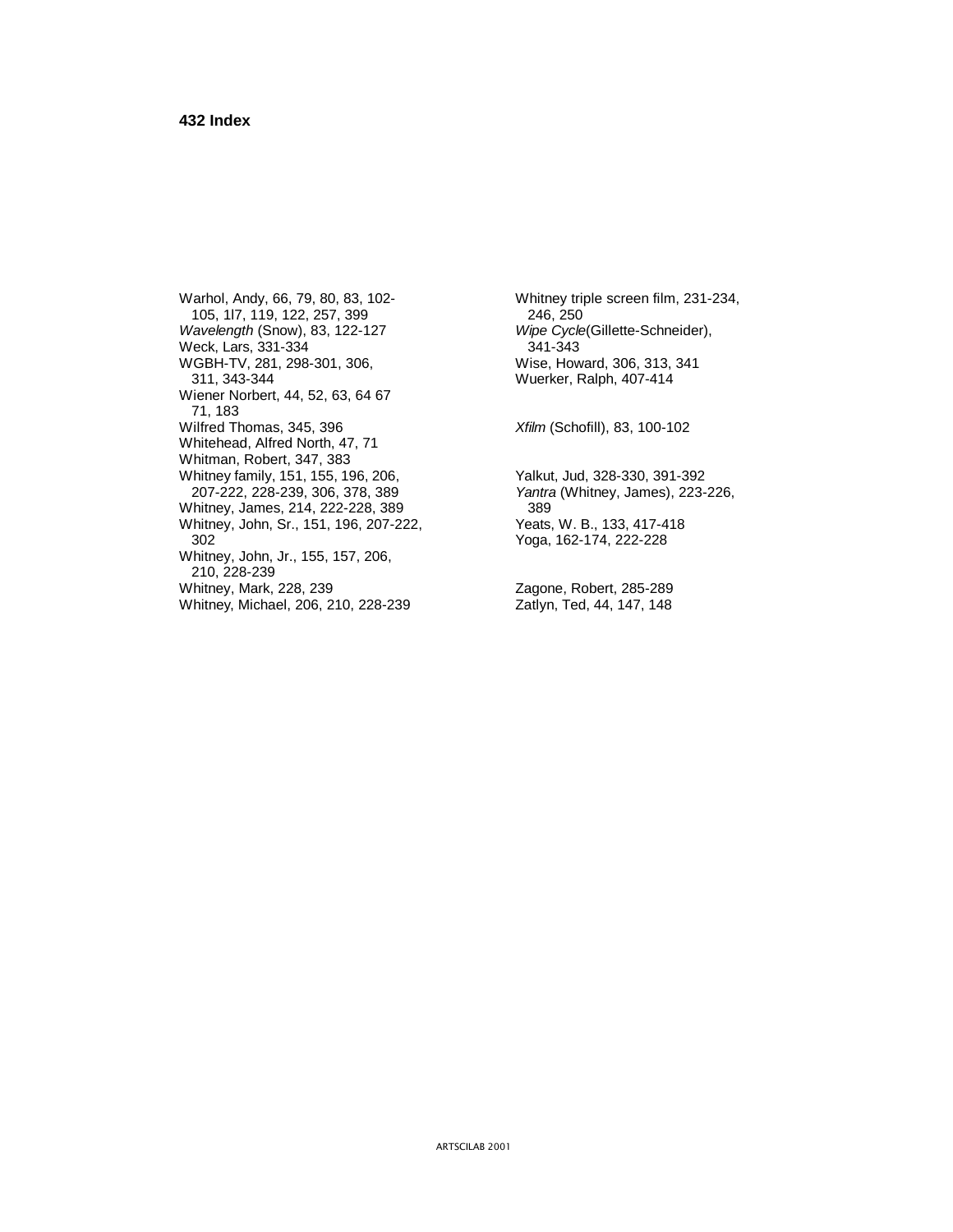Warhol, Andy, 66, 79, 80, 83, 102-105, 1l7, 119, 122, 257, 399

*Wavelength* (Snow), 83, 122-127

Weck, Lars, 331-334

WGBH-TV, 281, 298-301, 306, 311, 343-344

Wiener Norbert, 44, 52, 63, 64 67 71, 183

Wilfred Thomas, 345, 396

Whitehead, Alfred North, 47, 71

Whitman, Robert, 347, 383

Whitney family, 151, 155, 196, 206, 207-222, 228-239, 306, 378, 389

Whitney, James, 214, 222-228, 389

Whitney, John, Sr., 151, 196, 207-222, 302

Whitney, John, Jr., 155, 157, 206, 210, 228-239

Whitney, Mark, 228, 239

Whitney, Michael, 206, 210, 228-239

Whitney triple screen film, 231-234, 246, 250

*Wipe Cycle*(Gillette-Schneider), 341-343

Wise, Howard, 306, 313, 341

Wuerker, Ralph, 407-414

*Xfilm* (Schofill), 83, 100-102

Yalkut, Jud, 328-330, 391-392

*Yantra* (Whitney, James), 223-226, 389

Yeats, W. B., 133, 417-418

Yoga, 162-174, 222-228

Zagone, Robert, 285-289

Zatlyn, Ted, 44, 147, 148